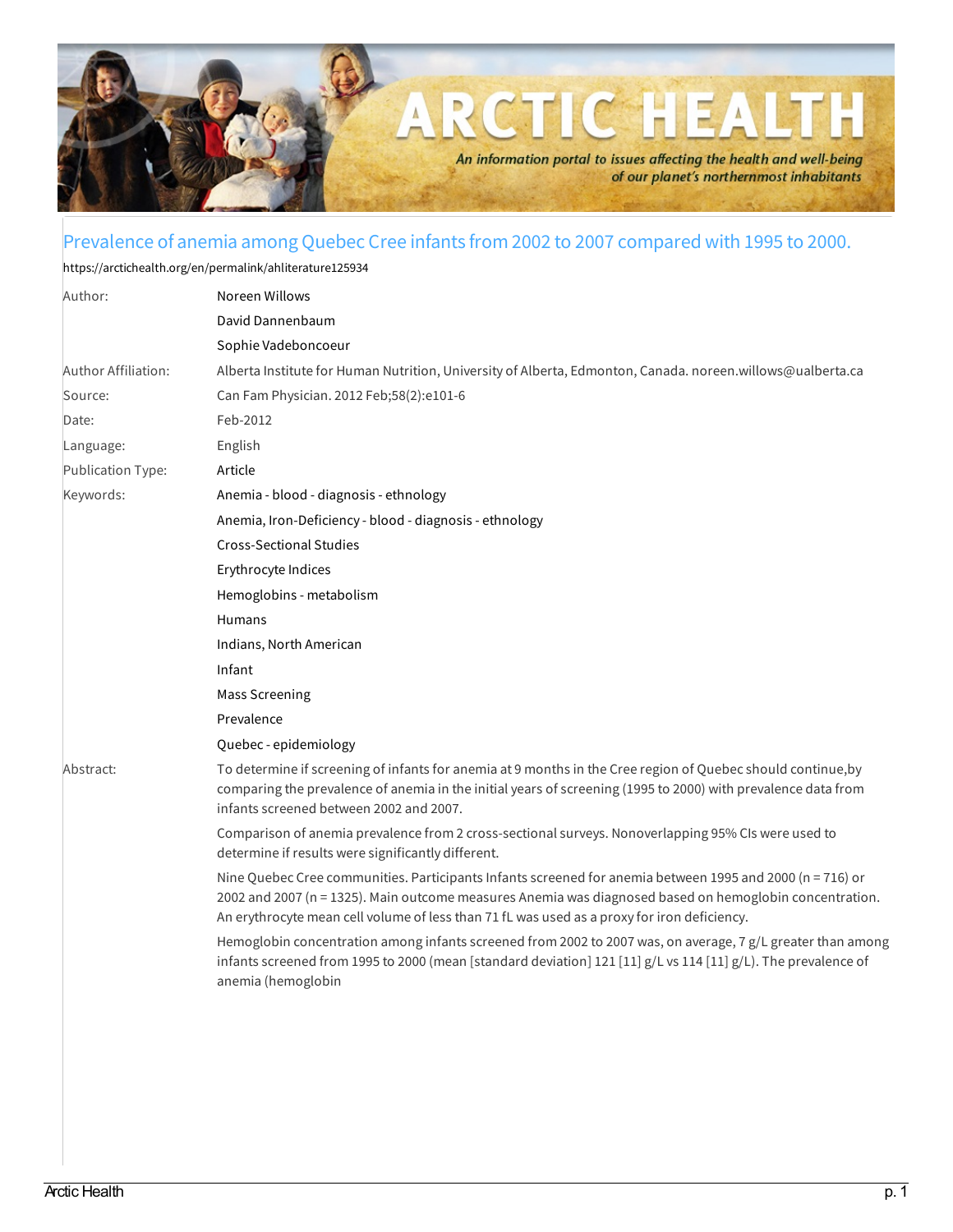# Prevalence of anemia among Quebec Cree infants from 2002 to 2007 compared with 1995 to 2000.

https://arctichealth.org/en/permalink/ahliterature125934

| | |
|---|---|
| Author: | Noreen Willows<br>David Dannenbaum<br>Sophie Vadeboncoeur |
| Author Affiliation: | Alberta Institute for Human Nutrition, University of Alberta, Edmonton, Canada. noreen.willows@ualberta.ca |
| Source: | Can Fam Physician. 2012 Feb;58(2):e101-6 |
| Date: | Feb-2012 |
| Language: | English |
| Publication Type: | Article |
| Keywords: | Anemia - blood - diagnosis - ethnology<br>Anemia, Iron-Deficiency - blood - diagnosis - ethnology<br>Cross-Sectional Studies<br>Erythrocyte Indices<br>Hemoglobins - metabolism<br>Humans<br>Indians, North American<br>Infant<br>Mass Screening<br>Prevalence<br>Quebec - epidemiology |

**Abstract:**

To determine if screening of infants for anemia at 9 months in the Cree region of Quebec should continue,by comparing the prevalence of anemia in the initial years of screening (1995 to 2000) with prevalence data from infants screened between 2002 and 2007.

Comparison of anemia prevalence from 2 cross-sectional surveys. Nonoverlapping 95% CIs were used to determine if results were significantly different.

Nine Quebec Cree communities. Participants Infants screened for anemia between 1995 and 2000 (n = 716) or 2002 and 2007 (n = 1325). Main outcome measures Anemia was diagnosed based on hemoglobin concentration. An erythrocyte mean cell volume of less than 71 fL was used as a proxy for iron deficiency.

Hemoglobin concentration among infants screened from 2002 to 2007 was, on average, 7 g/L greater than among infants screened from 1995 to 2000 (mean [standard deviation] 121 [11] g/L vs 114 [11] g/L). The prevalence of anemia (hemoglobin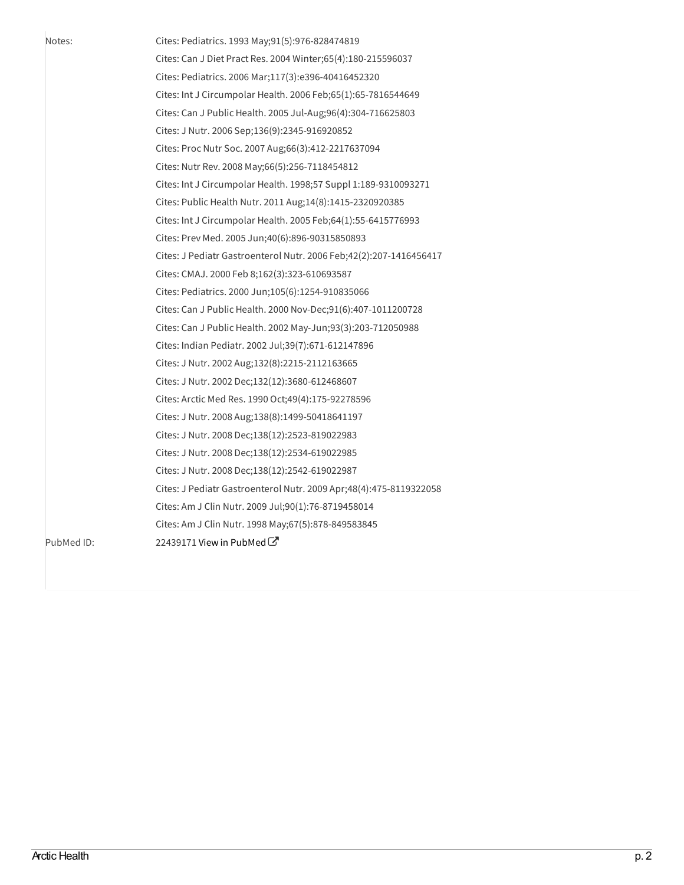Notes: Cites: Pediatrics. 1993 May;91(5):976-828474819
Cites: Can J Diet Pract Res. 2004 Winter;65(4):180-215596037
Cites: Pediatrics. 2006 Mar;117(3):e396-40416452320
Cites: Int J Circumpolar Health. 2006 Feb;65(1):65-7816544649
Cites: Can J Public Health. 2005 Jul-Aug;96(4):304-716625803
Cites: J Nutr. 2006 Sep;136(9):2345-916920852
Cites: Proc Nutr Soc. 2007 Aug;66(3):412-2217637094
Cites: Nutr Rev. 2008 May;66(5):256-7118454812
Cites: Int J Circumpolar Health. 1998;57 Suppl 1:189-9310093271
Cites: Public Health Nutr. 2011 Aug;14(8):1415-2320920385
Cites: Int J Circumpolar Health. 2005 Feb;64(1):55-6415776993
Cites: Prev Med. 2005 Jun;40(6):896-90315850893
Cites: J Pediatr Gastroenterol Nutr. 2006 Feb;42(2):207-1416456417
Cites: CMAJ. 2000 Feb 8;162(3):323-610693587
Cites: Pediatrics. 2000 Jun;105(6):1254-910835066
Cites: Can J Public Health. 2000 Nov-Dec;91(6):407-1011200728
Cites: Can J Public Health. 2002 May-Jun;93(3):203-712050988
Cites: Indian Pediatr. 2002 Jul;39(7):671-612147896
Cites: J Nutr. 2002 Aug;132(8):2215-2112163665
Cites: J Nutr. 2002 Dec;132(12):3680-612468607
Cites: Arctic Med Res. 1990 Oct;49(4):175-92278596
Cites: J Nutr. 2008 Aug;138(8):1499-50418641197
Cites: J Nutr. 2008 Dec;138(12):2523-819022983
Cites: J Nutr. 2008 Dec;138(12):2534-619022985
Cites: J Nutr. 2008 Dec;138(12):2542-619022987
Cites: J Pediatr Gastroenterol Nutr. 2009 Apr;48(4):475-8119322058
Cites: Am J Clin Nutr. 2009 Jul;90(1):76-8719458014
Cites: Am J Clin Nutr. 1998 May;67(5):878-849583845

PubMed ID: 22439171 View in PubMed